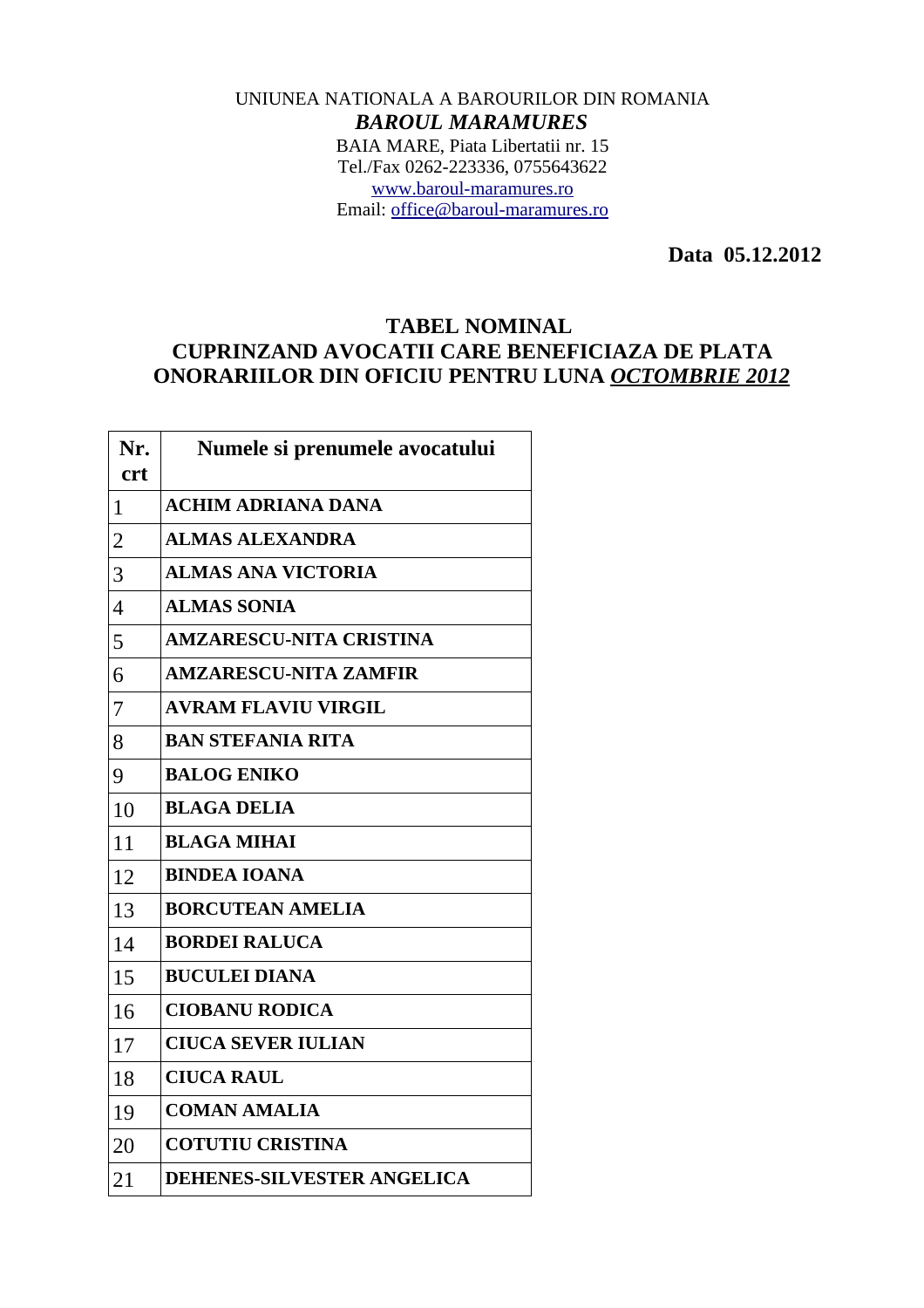UNIUNEA NATIONALA A BAROURILOR DIN ROMANIA

***BAROUL MARAMURES***

BAIA MARE, Piata Libertatii nr. 15

Tel./Fax 0262-223336, 0755643622

www.baroul-maramures.ro

Email: office@baroul-maramures.ro

**Data 05.12.2012**

## TABEL NOMINAL
## CUPRINZAND AVOCATII CARE BENEFICIAZA DE PLATA ONORARIILOR DIN OFICIU PENTRU LUNA *OCTOMBRIE 2012*

| Nr. crt | Numele si prenumele avocatului |
|---|---|
| 1 | **ACHIM ADRIANA DANA** |
| 2 | **ALMAS ALEXANDRA** |
| 3 | **ALMAS ANA VICTORIA** |
| 4 | **ALMAS SONIA** |
| 5 | **AMZARESCU-NITA CRISTINA** |
| 6 | **AMZARESCU-NITA ZAMFIR** |
| 7 | **AVRAM FLAVIU VIRGIL** |
| 8 | **BAN STEFANIA RITA** |
| 9 | **BALOG ENIKO** |
| 10 | **BLAGA DELIA** |
| 11 | **BLAGA MIHAI** |
| 12 | **BINDEA IOANA** |
| 13 | **BORCUTEAN AMELIA** |
| 14 | **BORDEI RALUCA** |
| 15 | **BUCULEI DIANA** |
| 16 | **CIOBANU RODICA** |
| 17 | **CIUCA SEVER IULIAN** |
| 18 | **CIUCA RAUL** |
| 19 | **COMAN AMALIA** |
| 20 | **COTUTIU CRISTINA** |
| 21 | **DEHENES-SILVESTER ANGELICA** |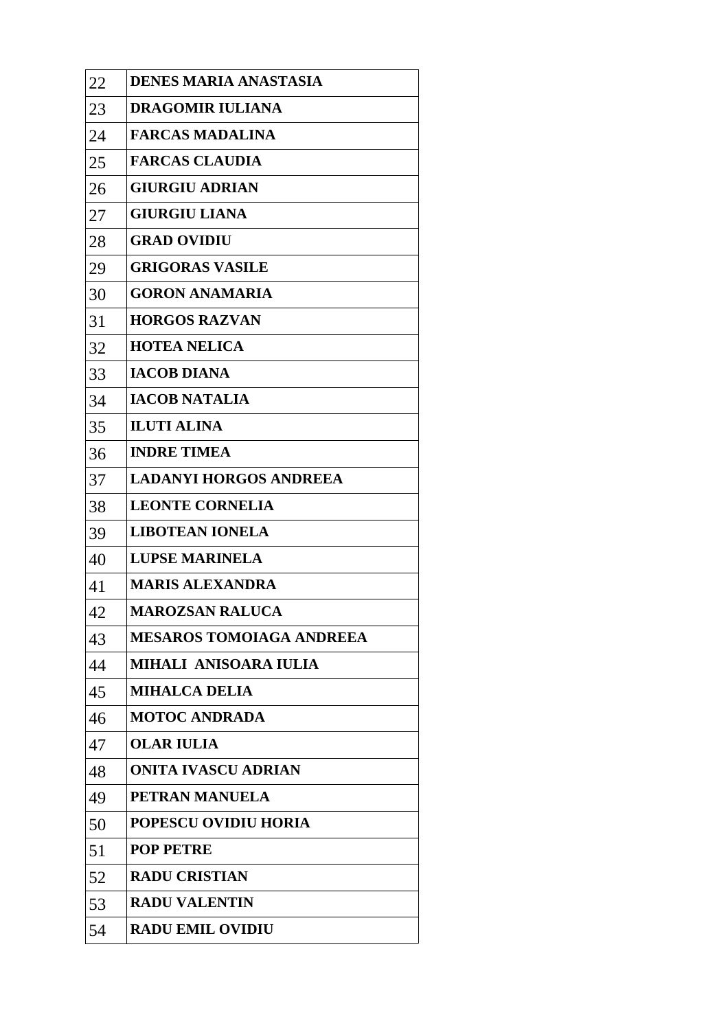| | |
|---|---|
| 22 | **DENES MARIA ANASTASIA** |
| 23 | **DRAGOMIR IULIANA** |
| 24 | **FARCAS MADALINA** |
| 25 | **FARCAS CLAUDIA** |
| 26 | **GIURGIU ADRIAN** |
| 27 | **GIURGIU LIANA** |
| 28 | **GRAD OVIDIU** |
| 29 | **GRIGORAS VASILE** |
| 30 | **GORON ANAMARIA** |
| 31 | **HORGOS RAZVAN** |
| 32 | **HOTEA NELICA** |
| 33 | **IACOB DIANA** |
| 34 | **IACOB NATALIA** |
| 35 | **ILUTI ALINA** |
| 36 | **INDRE TIMEA** |
| 37 | **LADANYI HORGOS ANDREEA** |
| 38 | **LEONTE CORNELIA** |
| 39 | **LIBOTEAN IONELA** |
| 40 | **LUPSE MARINELA** |
| 41 | **MARIS ALEXANDRA** |
| 42 | **MAROZSAN RALUCA** |
| 43 | **MESAROS TOMOIAGA ANDREEA** |
| 44 | **MIHALI ANISOARA IULIA** |
| 45 | **MIHALCA DELIA** |
| 46 | **MOTOC ANDRADA** |
| 47 | **OLAR IULIA** |
| 48 | **ONITA IVASCU ADRIAN** |
| 49 | **PETRAN MANUELA** |
| 50 | **POPESCU OVIDIU HORIA** |
| 51 | **POP PETRE** |
| 52 | **RADU CRISTIAN** |
| 53 | **RADU VALENTIN** |
| 54 | **RADU EMIL OVIDIU** |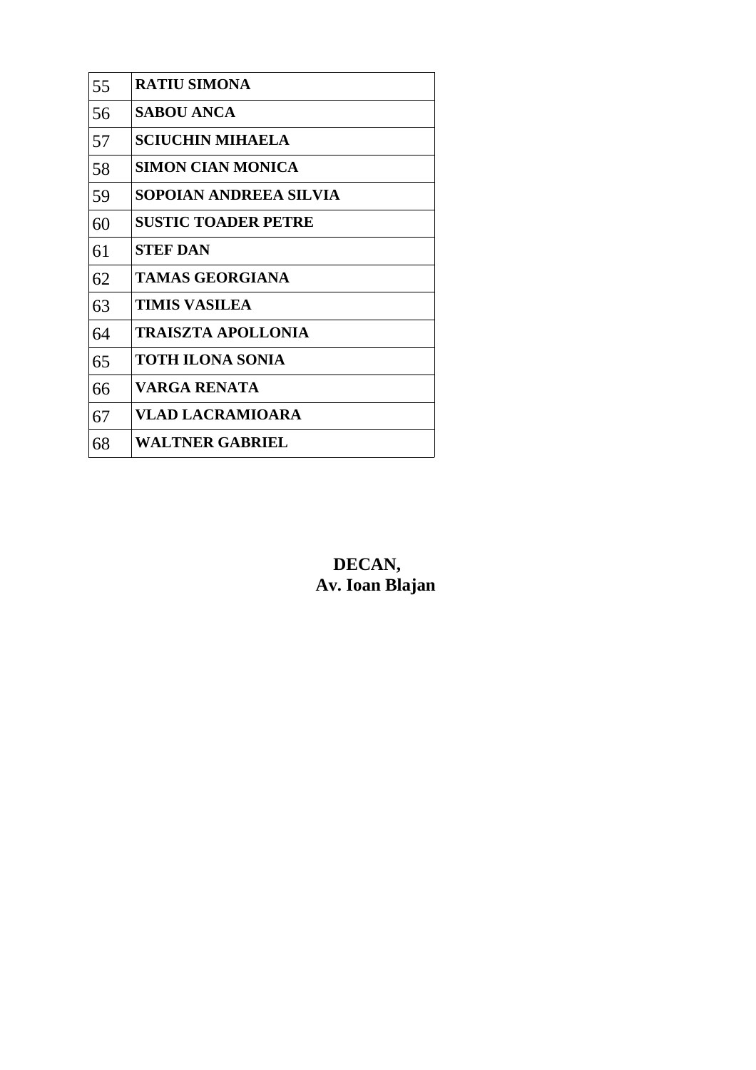| | |
|---|---|
| 55 | **RATIU SIMONA** |
| 56 | **SABOU ANCA** |
| 57 | **SCIUCHIN MIHAELA** |
| 58 | **SIMON CIAN MONICA** |
| 59 | **SOPOIAN ANDREEA SILVIA** |
| 60 | **SUSTIC TOADER PETRE** |
| 61 | **STEF DAN** |
| 62 | **TAMAS GEORGIANA** |
| 63 | **TIMIS VASILEA** |
| 64 | **TRAISZTA APOLLONIA** |
| 65 | **TOTH ILONA SONIA** |
| 66 | **VARGA RENATA** |
| 67 | **VLAD LACRAMIOARA** |
| 68 | **WALTNER GABRIEL** |

**DECAN,**
**Av. Ioan Blajan**